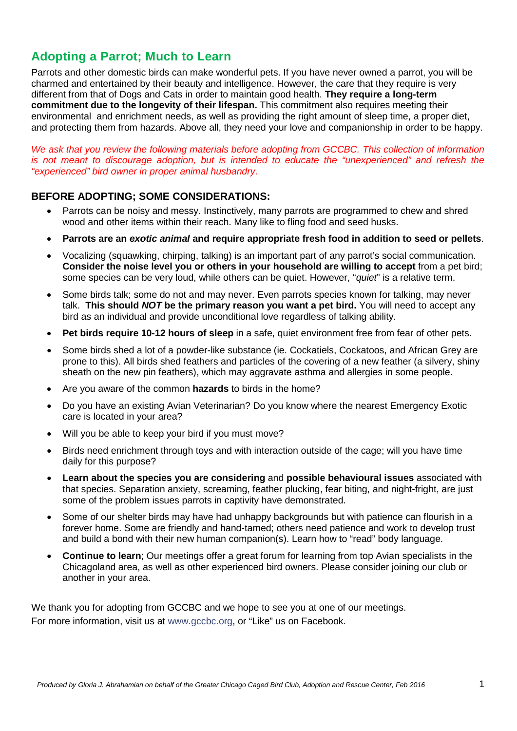## Adopting a Parrot; Much to Learn

Parrots and other domestic birds can make wonderful pets. If you have never owned a parrot, you will be charmed and entertained by their beauty and intelligence. However, the care that they require is very different from that of Dogs and Cats in order to maintain good health. **They require a long-term commitment due to the longevity of their lifespan.** This commitment also requires meeting their environmental and enrichment needs, as well as providing the right amount of sleep time, a proper diet, and protecting them from hazards. Above all, they need your love and companionship in order to be happy.

*We ask that you review the following materials before adopting from GCCBC. This collection of information is not meant to discourage adoption, but is intended to educate the "unexperienced" and refresh the "experienced" bird owner in proper animal husbandry.*

### BEFORE ADOPTING; SOME CONSIDERATIONS:

- Parrots can be noisy and messy. Instinctively, many parrots are programmed to chew and shred wood and other items within their reach. Many like to fling food and seed husks.
- **Parrots are an *exotic animal* and require appropriate fresh food in addition to seed or pellets**.
- Vocalizing (squawking, chirping, talking) is an important part of any parrot's social communication. **Consider the noise level you or others in your household are willing to accept** from a pet bird; some species can be very loud, while others can be quiet. However, "*quiet*" is a relative term.
- Some birds talk; some do not and may never. Even parrots species known for talking, may never talk. **This should *NOT* be the primary reason you want a pet bird.** You will need to accept any bird as an individual and provide unconditional love regardless of talking ability.
- **Pet birds require 10-12 hours of sleep** in a safe, quiet environment free from fear of other pets.
- Some birds shed a lot of a powder-like substance (ie. Cockatiels, Cockatoos, and African Grey are prone to this). All birds shed feathers and particles of the covering of a new feather (a silvery, shiny sheath on the new pin feathers), which may aggravate asthma and allergies in some people.
- Are you aware of the common **hazards** to birds in the home?
- Do you have an existing Avian Veterinarian? Do you know where the nearest Emergency Exotic care is located in your area?
- Will you be able to keep your bird if you must move?
- Birds need enrichment through toys and with interaction outside of the cage; will you have time daily for this purpose?
- **Learn about the species you are considering** and **possible behavioural issues** associated with that species. Separation anxiety, screaming, feather plucking, fear biting, and night-fright, are just some of the problem issues parrots in captivity have demonstrated.
- Some of our shelter birds may have had unhappy backgrounds but with patience can flourish in a forever home. Some are friendly and hand-tamed; others need patience and work to develop trust and build a bond with their new human companion(s). Learn how to "read" body language.
- **Continue to learn**; Our meetings offer a great forum for learning from top Avian specialists in the Chicagoland area, as well as other experienced bird owners. Please consider joining our club or another in your area.

We thank you for adopting from GCCBC and we hope to see you at one of our meetings.
For more information, visit us at www.gccbc.org, or "Like" us on Facebook.

*Produced by Gloria J. Abrahamian on behalf of the Greater Chicago Caged Bird Club, Adoption and Rescue Center, Feb 2016*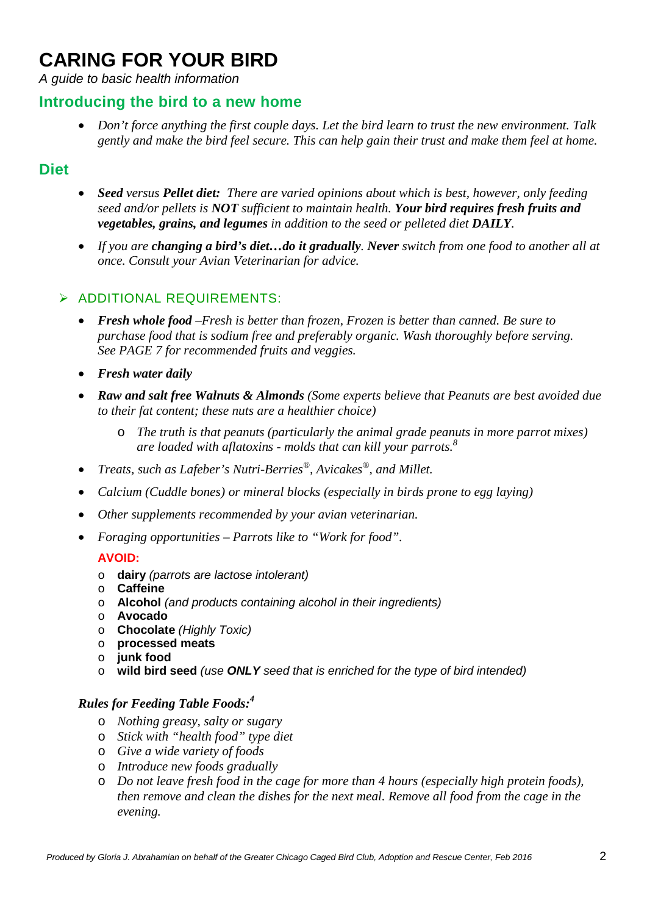# CARING FOR YOUR BIRD

*A guide to basic health information*

## Introducing the bird to a new home

- *Don't force anything the first couple days. Let the bird learn to trust the new environment. Talk gently and make the bird feel secure. This can help gain their trust and make them feel at home.*

## Diet

- ***Seed** versus **Pellet diet:** There are varied opinions about which is best, however, only feeding seed and/or pellets is **NOT** sufficient to maintain health. **Your bird requires fresh fruits and vegetables, grains, and legumes** in addition to the seed or pelleted diet **DAILY**.*
- *If you are **changing a bird's diet…do it gradually**. **Never** switch from one food to another all at once. Consult your Avian Veterinarian for advice.*

### ➢ ADDITIONAL REQUIREMENTS:

- ***Fresh whole food** –Fresh is better than frozen, Frozen is better than canned. Be sure to purchase food that is sodium free and preferably organic. Wash thoroughly before serving. See PAGE 7 for recommended fruits and veggies.*
- ***Fresh water daily***
- ***Raw and salt free Walnuts & Almonds** (Some experts believe that Peanuts are best avoided due to their fat content; these nuts are a healthier choice)*
  - *The truth is that peanuts (particularly the animal grade peanuts in more parrot mixes) are loaded with aflatoxins - molds that can kill your parrots.[8]*
- *Treats, such as Lafeber's Nutri-Berries®, Avicakes®, and Millet.*
- *Calcium (Cuddle bones) or mineral blocks (especially in birds prone to egg laying)*
- *Other supplements recommended by your avian veterinarian.*
- *Foraging opportunities – Parrots like to "Work for food".*

**AVOID:**

- **dairy** *(parrots are lactose intolerant)*
- **Caffeine**
- **Alcohol** *(and products containing alcohol in their ingredients)*
- **Avocado**
- **Chocolate** *(Highly Toxic)*
- **processed meats**
- **junk food**
- **wild bird seed** *(use **ONLY** seed that is enriched for the type of bird intended)*

***Rules for Feeding Table Foods:[4]***

- *Nothing greasy, salty or sugary*
- *Stick with "health food" type diet*
- *Give a wide variety of foods*
- *Introduce new foods gradually*
- *Do not leave fresh food in the cage for more than 4 hours (especially high protein foods), then remove and clean the dishes for the next meal. Remove all food from the cage in the evening.*

*Produced by Gloria J. Abrahamian on behalf of the Greater Chicago Caged Bird Club, Adoption and Rescue Center, Feb 2016*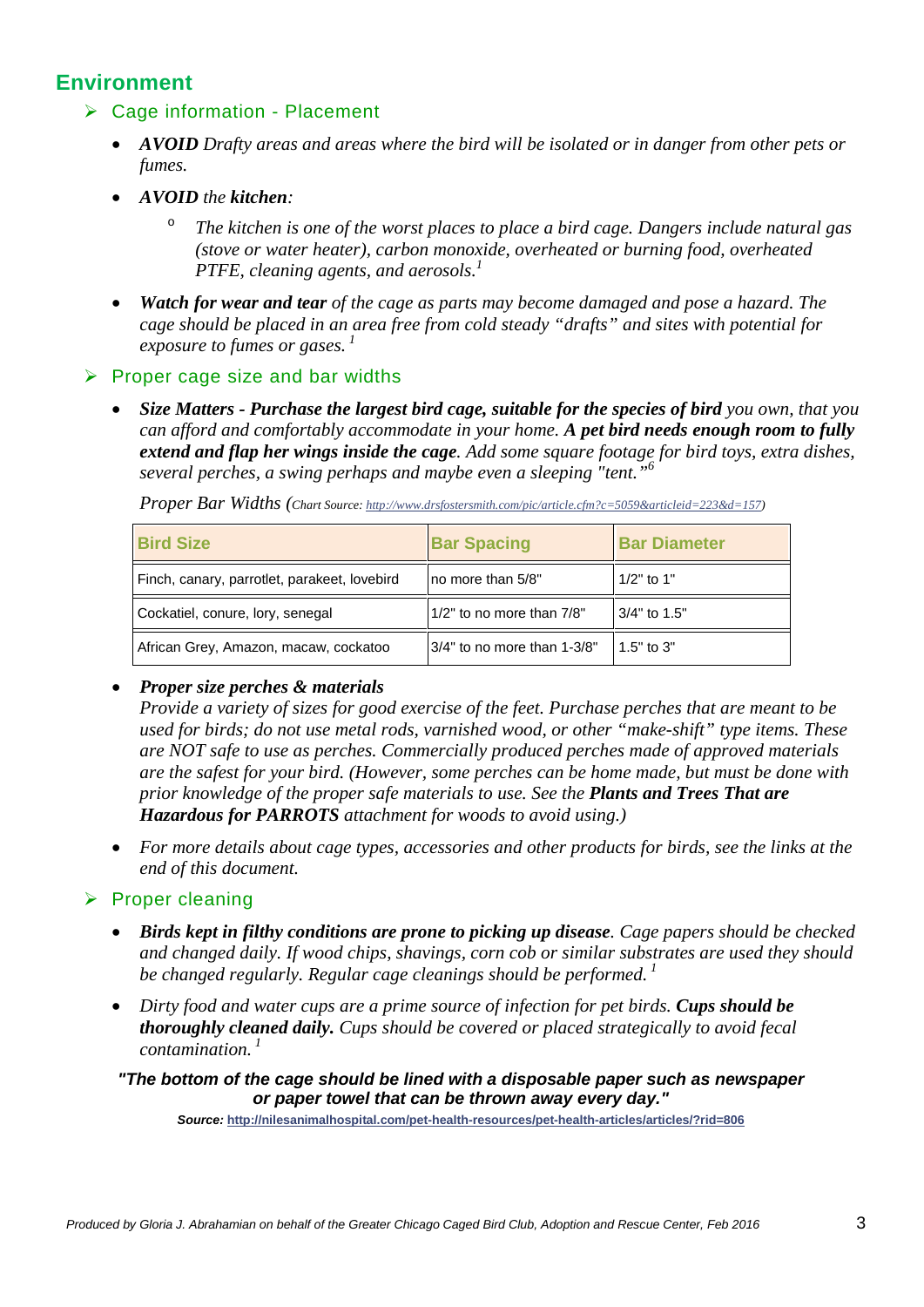## Environment

### Cage information - Placement

- ***AVOID*** *Drafty areas and areas where the bird will be isolated or in danger from other pets or fumes.*
- ***AVOID*** *the* ***kitchen****:*
  - *The kitchen is one of the worst places to place a bird cage. Dangers include natural gas (stove or water heater), carbon monoxide, overheated or burning food, overheated PTFE, cleaning agents, and aerosols.*[1]
- ***Watch for wear and tear*** *of the cage as parts may become damaged and pose a hazard. The cage should be placed in an area free from cold steady "drafts" and sites with potential for exposure to fumes or gases.* [1]

### Proper cage size and bar widths

- ***Size Matters - Purchase the largest bird cage, suitable for the species of bird*** *you own, that you can afford and comfortably accommodate in your home.* ***A pet bird needs enough room to fully extend and flap her wings inside the cage****. Add some square footage for bird toys, extra dishes, several perches, a swing perhaps and maybe even a sleeping "tent."*[6]

  *Proper Bar Widths (Chart Source: http://www.drsfostersmith.com/pic/article.cfm?c=5059&articleid=223&d=157)*

| Bird Size | Bar Spacing | Bar Diameter |
|---|---|---|
| Finch, canary, parrotlet, parakeet, lovebird | no more than 5/8" | 1/2" to 1" |
| Cockatiel, conure, lory, senegal | 1/2" to no more than 7/8" | 3/4" to 1.5" |
| African Grey, Amazon, macaw, cockatoo | 3/4" to no more than 1-3/8" | 1.5" to 3" |

- ***Proper size perches & materials***
  *Provide a variety of sizes for good exercise of the feet. Purchase perches that are meant to be used for birds; do not use metal rods, varnished wood, or other "make-shift" type items. These are NOT safe to use as perches. Commercially produced perches made of approved materials are the safest for your bird. (However, some perches can be home made, but must be done with prior knowledge of the proper safe materials to use. See the* ***Plants and Trees That are Hazardous for PARROTS*** *attachment for woods to avoid using.)*
- *For more details about cage types, accessories and other products for birds, see the links at the end of this document.*

### Proper cleaning

- ***Birds kept in filthy conditions are prone to picking up disease****. Cage papers should be checked and changed daily. If wood chips, shavings, corn cob or similar substrates are used they should be changed regularly. Regular cage cleanings should be performed.* [1]
- *Dirty food and water cups are a prime source of infection for pet birds.* ***Cups should be thoroughly cleaned daily.*** *Cups should be covered or placed strategically to avoid fecal contamination.* [1]

***"The bottom of the cage should be lined with a disposable paper such as newspaper or paper towel that can be thrown away every day."***

***Source:*** **http://nilesanimalhospital.com/pet-health-resources/pet-health-articles/articles/?rid=806**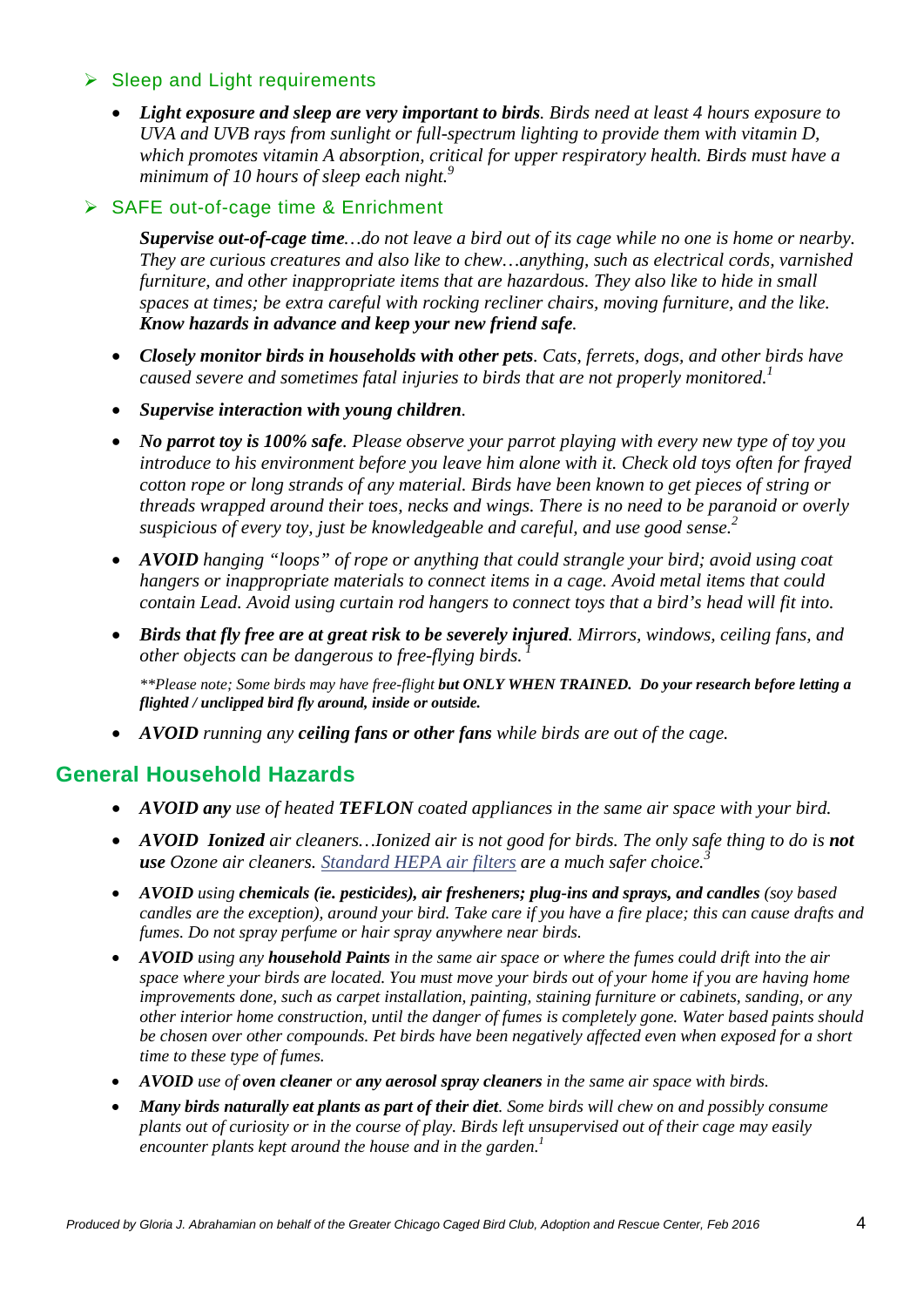- Sleep and Light requirements

  - ***Light exposure and sleep are very important to birds****. Birds need at least 4 hours exposure to UVA and UVB rays from sunlight or full-spectrum lighting to provide them with vitamin D, which promotes vitamin A absorption, critical for upper respiratory health. Birds must have a minimum of 10 hours of sleep each night.*[9]

- SAFE out-of-cage time & Enrichment

  ***Supervise out-of-cage time****…do not leave a bird out of its cage while no one is home or nearby. They are curious creatures and also like to chew…anything, such as electrical cords, varnished furniture, and other inappropriate items that are hazardous. They also like to hide in small spaces at times; be extra careful with rocking recliner chairs, moving furniture, and the like.* ***Know hazards in advance and keep your new friend safe****.*

  - ***Closely monitor birds in households with other pets****. Cats, ferrets, dogs, and other birds have caused severe and sometimes fatal injuries to birds that are not properly monitored.*[1]
  - ***Supervise interaction with young children****.*
  - ***No parrot toy is 100% safe****. Please observe your parrot playing with every new type of toy you introduce to his environment before you leave him alone with it. Check old toys often for frayed cotton rope or long strands of any material. Birds have been known to get pieces of string or threads wrapped around their toes, necks and wings. There is no need to be paranoid or overly suspicious of every toy, just be knowledgeable and careful, and use good sense.*[2]
  - ***AVOID*** *hanging "loops" of rope or anything that could strangle your bird; avoid using coat hangers or inappropriate materials to connect items in a cage. Avoid metal items that could contain Lead. Avoid using curtain rod hangers to connect toys that a bird's head will fit into.*
  - ***Birds that fly free are at great risk to be severely injured****. Mirrors, windows, ceiling fans, and other objects can be dangerous to free-flying birds.* [1]

    *\*\*Please note; Some birds may have free-flight* ***but ONLY WHEN TRAINED. Do your research before letting a flighted / unclipped bird fly around, inside or outside.***

  - ***AVOID*** *running any* ***ceiling fans or other fans*** *while birds are out of the cage.*

## General Household Hazards

- ***AVOID any*** *use of heated* ***TEFLON*** *coated appliances in the same air space with your bird.*
- ***AVOID Ionized*** *air cleaners…Ionized air is not good for birds. The only safe thing to do is* ***not use*** *Ozone air cleaners. Standard HEPA air filters are a much safer choice.*[3]
- ***AVOID*** *using* ***chemicals (ie. pesticides), air fresheners; plug-ins and sprays, and candles*** *(soy based candles are the exception), around your bird. Take care if you have a fire place; this can cause drafts and fumes. Do not spray perfume or hair spray anywhere near birds.*
- ***AVOID*** *using any* ***household Paints*** *in the same air space or where the fumes could drift into the air space where your birds are located. You must move your birds out of your home if you are having home improvements done, such as carpet installation, painting, staining furniture or cabinets, sanding, or any other interior home construction, until the danger of fumes is completely gone. Water based paints should be chosen over other compounds. Pet birds have been negatively affected even when exposed for a short time to these type of fumes.*
- ***AVOID*** *use of* ***oven cleaner*** *or* ***any aerosol spray cleaners*** *in the same air space with birds.*
- ***Many birds naturally eat plants as part of their diet****. Some birds will chew on and possibly consume plants out of curiosity or in the course of play. Birds left unsupervised out of their cage may easily encounter plants kept around the house and in the garden.*[1]

*Produced by Gloria J. Abrahamian on behalf of the Greater Chicago Caged Bird Club, Adoption and Rescue Center, Feb 2016*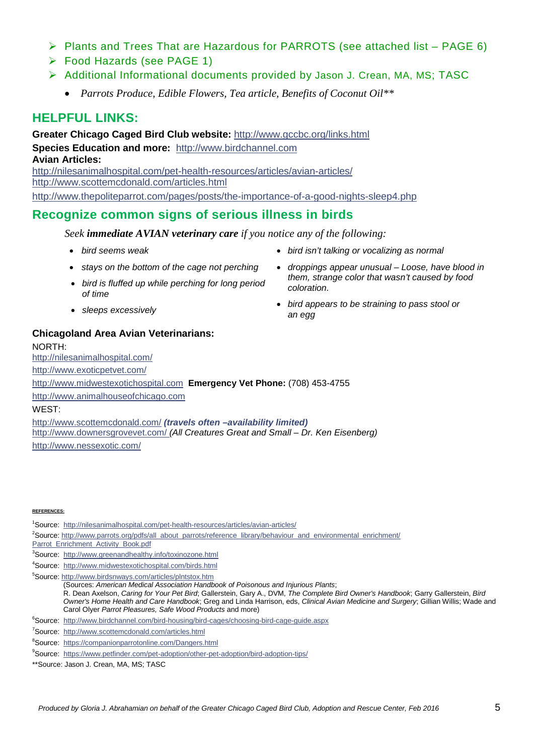- Plants and Trees That are Hazardous for PARROTS (see attached list – PAGE 6)
- Food Hazards (see PAGE 1)
- Additional Informational documents provided by Jason J. Crean, MA, MS; TASC
  - *Parrots Produce, Edible Flowers, Tea article, Benefits of Coconut Oil***

## HELPFUL LINKS:

**Greater Chicago Caged Bird Club website:** http://www.gccbc.org/links.html
**Species Education and more:** http://www.birdchannel.com
**Avian Articles:**
http://nilesanimalhospital.com/pet-health-resources/articles/avian-articles/
http://www.scottemcdonald.com/articles.html
http://www.thepoliteparrot.com/pages/posts/the-importance-of-a-good-nights-sleep4.php

## Recognize common signs of serious illness in birds

*Seek **immediate AVIAN veterinary care** if you notice any of the following:*

- *bird seems weak*
- *stays on the bottom of the cage not perching*
- *bird is fluffed up while perching for long period of time*
- *sleeps excessively*
- *bird isn't talking or vocalizing as normal*
- *droppings appear unusual – Loose, have blood in them, strange color that wasn't caused by food coloration.*
- *bird appears to be straining to pass stool or an egg*

**Chicagoland Area Avian Veterinarians:**

NORTH:
http://nilesanimalhospital.com/
http://www.exoticpetvet.com/
http://www.midwestexotichospital.com **Emergency Vet Phone:** (708) 453-4755
http://www.animalhouseofchicago.com

WEST:
http://www.scottemcdonald.com/ ***(travels often –availability limited)***
http://www.downersgrovevet.com/ *(All Creatures Great and Small – Dr. Ken Eisenberg)*
http://www.nessexotic.com/

**REFERENCES:**

[1]Source: http://nilesanimalhospital.com/pet-health-resources/articles/avian-articles/
[2]Source: http://www.parrots.org/pdfs/all_about_parrots/reference_library/behaviour_and_environmental_enrichment/Parrot_Enrichment_Activity_Book.pdf
[3]Source: http://www.greenandhealthy.info/toxinozone.html
[4]Source: http://www.midwestexotichospital.com/birds.html
[5]Source: http://www.birdsnways.com/articles/plntstox.htm
(Sources: *American Medical Association Handbook of Poisonous and Injurious Plants*; R. Dean Axelson, *Caring for Your Pet Bird*; Gallerstein, Gary A., DVM, *The Complete Bird Owner's Handbook*; Garry Gallerstein, *Bird Owner's Home Health and Care Handbook*; Greg and Linda Harrison, eds, *Clinical Avian Medicine and Surgery*; Gillian Willis; Wade and Carol Olyer *Parrot Pleasures, Safe Wood Products* and more)
[6]Source: http://www.birdchannel.com/bird-housing/bird-cages/choosing-bird-cage-guide.aspx
[7]Source: http://www.scottemcdonald.com/articles.html
[8]Source: https://companionparrotonline.com/Dangers.html
[9]Source: https://www.petfinder.com/pet-adoption/other-pet-adoption/bird-adoption-tips/
**Source: Jason J. Crean, MA, MS; TASC

*Produced by Gloria J. Abrahamian on behalf of the Greater Chicago Caged Bird Club, Adoption and Rescue Center, Feb 2016*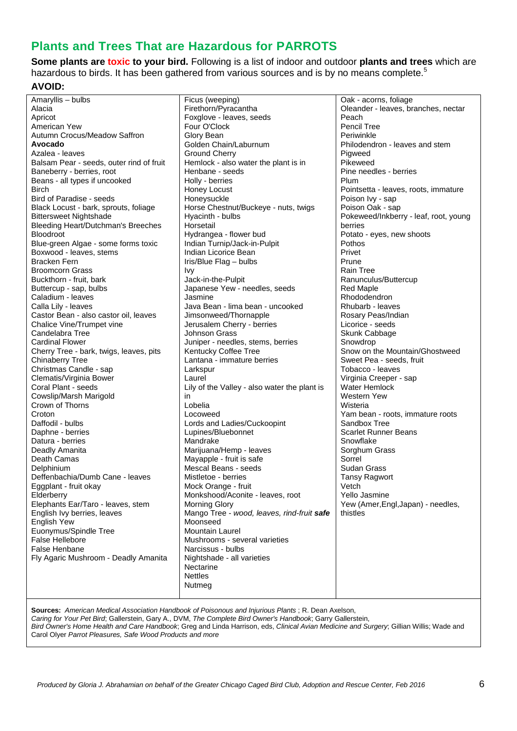## Plants and Trees That are Hazardous for PARROTS

**Some plants are toxic to your bird.** Following is a list of indoor and outdoor **plants and trees** which are hazardous to birds. It has been gathered from various sources and is by no means complete.[5]

**AVOID:**

- Amaryllis – bulbs
- Alacia
- Apricot
- American Yew
- Autumn Crocus/Meadow Saffron
- **Avocado**
- Azalea - leaves
- Balsam Pear - seeds, outer rind of fruit
- Baneberry - berries, root
- Beans - all types if uncooked
- Birch
- Bird of Paradise - seeds
- Black Locust - bark, sprouts, foliage
- Bittersweet Nightshade
- Bleeding Heart/Dutchman's Breeches
- Bloodroot
- Blue-green Algae - some forms toxic
- Boxwood - leaves, stems
- Bracken Fern
- Broomcorn Grass
- Buckthorn - fruit, bark
- Buttercup - sap, bulbs
- Caladium - leaves
- Calla Lily - leaves
- Castor Bean - also castor oil, leaves
- Chalice Vine/Trumpet vine
- Candelabra Tree
- Cardinal Flower
- Cherry Tree - bark, twigs, leaves, pits
- Chinaberry Tree
- Christmas Candle - sap
- Clematis/Virginia Bower
- Coral Plant - seeds
- Cowslip/Marsh Marigold
- Crown of Thorns
- Croton
- Daffodil - bulbs
- Daphne - berries
- Datura - berries
- Deadly Amanita
- Death Camas
- Delphinium
- Deffenbachia/Dumb Cane - leaves
- Eggplant - fruit okay
- Elderberry
- Elephants Ear/Taro - leaves, stem
- English Ivy berries, leaves
- English Yew
- Euonymus/Spindle Tree
- False Hellebore
- False Henbane
- Fly Agaric Mushroom - Deadly Amanita
- Ficus (weeping)
- Firethorn/Pyracantha
- Foxglove - leaves, seeds
- Four O'Clock
- Glory Bean
- Golden Chain/Laburnum
- Ground Cherry
- Hemlock - also water the plant is in
- Henbane - seeds
- Holly - berries
- Honey Locust
- Honeysuckle
- Horse Chestnut/Buckeye - nuts, twigs
- Hyacinth - bulbs
- Horsetail
- Hydrangea - flower bud
- Indian Turnip/Jack-in-Pulpit
- Indian Licorice Bean
- Iris/Blue Flag – bulbs
- Ivy
- Jack-in-the-Pulpit
- Japanese Yew - needles, seeds
- Jasmine
- Java Bean - lima bean - uncooked
- Jimsonweed/Thornapple
- Jerusalem Cherry - berries
- Johnson Grass
- Juniper - needles, stems, berries
- Kentucky Coffee Tree
- Lantana - immature berries
- Larkspur
- Laurel
- Lily of the Valley - also water the plant is in
- Lobelia
- Locoweed
- Lords and Ladies/Cuckoopint
- Lupines/Bluebonnet
- Mandrake
- Marijuana/Hemp - leaves
- Mayapple - fruit is safe
- Mescal Beans - seeds
- Mistletoe - berries
- Mock Orange - fruit
- Monkshood/Aconite - leaves, root
- Morning Glory
- Mango Tree - *wood, leaves, rind-fruit **safe***
- Moonseed
- Mountain Laurel
- Mushrooms - several varieties
- Narcissus - bulbs
- Nightshade - all varieties
- Nectarine
- Nettles
- Nutmeg
- Oak - acorns, foliage
- Oleander - leaves, branches, nectar
- Peach
- Pencil Tree
- Periwinkle
- Philodendron - leaves and stem
- Pigweed
- Pikeweed
- Pine needles - berries
- Plum
- Pointsetta - leaves, roots, immature
- Poison Ivy - sap
- Poison Oak - sap
- Pokeweed/Inkberry - leaf, root, young berries
- Potato - eyes, new shoots
- Pothos
- Privet
- Prune
- Rain Tree
- Ranunculus/Buttercup
- Red Maple
- Rhododendron
- Rhubarb - leaves
- Rosary Peas/Indian
- Licorice - seeds
- Skunk Cabbage
- Snowdrop
- Snow on the Mountain/Ghostweed
- Sweet Pea - seeds, fruit
- Tobacco - leaves
- Virginia Creeper - sap
- Water Hemlock
- Western Yew
- Wisteria
- Yam bean - roots, immature roots
- Sandbox Tree
- Scarlet Runner Beans
- Snowflake
- Sorghum Grass
- Sorrel
- Sudan Grass
- Tansy Ragwort
- Vetch
- Yello Jasmine
- Yew (Amer,Engl,Japan) - needles, thistles

**Sources:** *American Medical Association Handbook of Poisonous and Injurious Plants* ; R. Dean Axelson, *Caring for Your Pet Bird*; Gallerstein, Gary A., DVM, *The Complete Bird Owner's Handbook*; Garry Gallerstein, *Bird Owner's Home Health and Care Handbook*; Greg and Linda Harrison, eds, *Clinical Avian Medicine and Surgery*; Gillian Willis; Wade and Carol Olyer *Parrot Pleasures, Safe Wood Products and more*

*Produced by Gloria J. Abrahamian on behalf of the Greater Chicago Caged Bird Club, Adoption and Rescue Center, Feb 2016*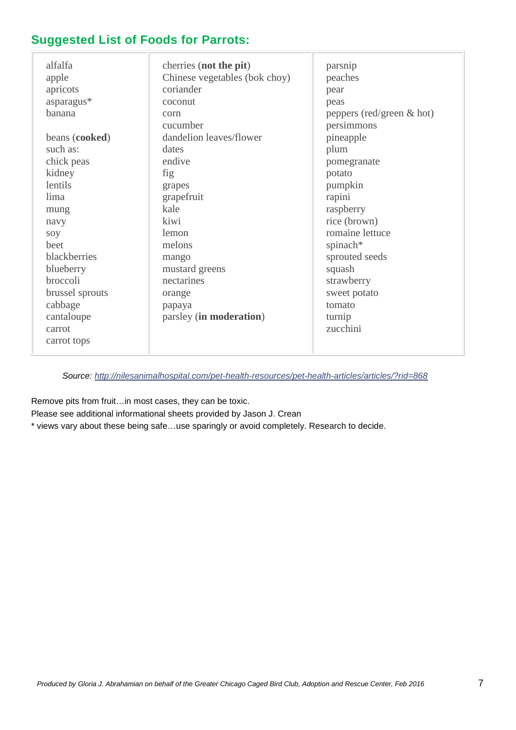## Suggested List of Foods for Parrots:

| | | |
|---|---|---|
| alfalfa<br>apple<br>apricots<br>asparagus*<br>banana<br><br>beans (**cooked**)<br>such as:<br>chick peas<br>kidney<br>lentils<br>lima<br>mung<br>navy<br>soy<br>beet<br>blackberries<br>blueberry<br>broccoli<br>brussel sprouts<br>cabbage<br>cantaloupe<br>carrot<br>carrot tops | cherries (**not the pit**)<br>Chinese vegetables (bok choy)<br>coriander<br>coconut<br>corn<br>cucumber<br>dandelion leaves/flower<br>dates<br>endive<br>fig<br>grapes<br>grapefruit<br>kale<br>kiwi<br>lemon<br>melons<br>mango<br>mustard greens<br>nectarines<br>orange<br>papaya<br>parsley (**in moderation**) | parsnip<br>peaches<br>pear<br>peas<br>peppers (red/green & hot)<br>persimmons<br>pineapple<br>plum<br>pomegranate<br>potato<br>pumpkin<br>rapini<br>raspberry<br>rice (brown)<br>romaine lettuce<br>spinach*<br>sprouted seeds<br>squash<br>strawberry<br>sweet potato<br>tomato<br>turnip<br>zucchini |

*Source: http://nilesanimalhospital.com/pet-health-resources/pet-health-articles/articles/?rid=868*

Remove pits from fruit…in most cases, they can be toxic.

Please see additional informational sheets provided by Jason J. Crean

* views vary about these being safe…use sparingly or avoid completely. Research to decide.

*Produced by Gloria J. Abrahamian on behalf of the Greater Chicago Caged Bird Club, Adoption and Rescue Center, Feb 2016*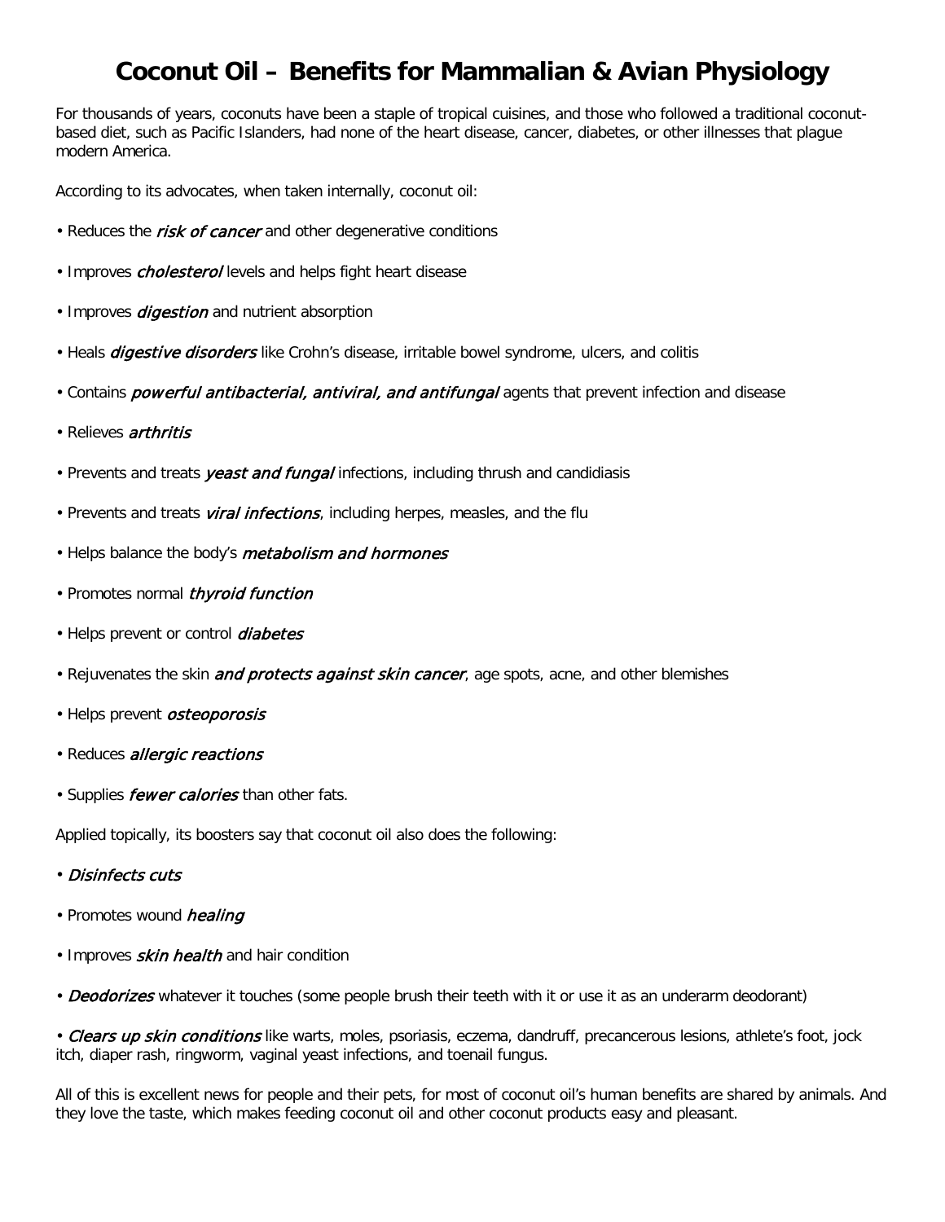# Coconut Oil – Benefits for Mammalian & Avian Physiology

For thousands of years, coconuts have been a staple of tropical cuisines, and those who followed a traditional coconut-based diet, such as Pacific Islanders, had none of the heart disease, cancer, diabetes, or other illnesses that plague modern America.

According to its advocates, when taken internally, coconut oil:

- Reduces the *risk of cancer* and other degenerative conditions
- Improves *cholesterol* levels and helps fight heart disease
- Improves *digestion* and nutrient absorption
- Heals *digestive disorders* like Crohn's disease, irritable bowel syndrome, ulcers, and colitis
- Contains *powerful antibacterial, antiviral, and antifungal* agents that prevent infection and disease
- Relieves *arthritis*
- Prevents and treats *yeast and fungal* infections, including thrush and candidiasis
- Prevents and treats *viral infections*, including herpes, measles, and the flu
- Helps balance the body's *metabolism and hormones*
- Promotes normal *thyroid function*
- Helps prevent or control *diabetes*
- Rejuvenates the skin *and protects against skin cancer*, age spots, acne, and other blemishes
- Helps prevent *osteoporosis*
- Reduces *allergic reactions*
- Supplies *fewer calories* than other fats.

Applied topically, its boosters say that coconut oil also does the following:

- *Disinfects cuts*
- Promotes wound *healing*
- Improves *skin health* and hair condition
- *Deodorizes* whatever it touches (some people brush their teeth with it or use it as an underarm deodorant)
- *Clears up skin conditions* like warts, moles, psoriasis, eczema, dandruff, precancerous lesions, athlete's foot, jock itch, diaper rash, ringworm, vaginal yeast infections, and toenail fungus.

All of this is excellent news for people and their pets, for most of coconut oil's human benefits are shared by animals. And they love the taste, which makes feeding coconut oil and other coconut products easy and pleasant.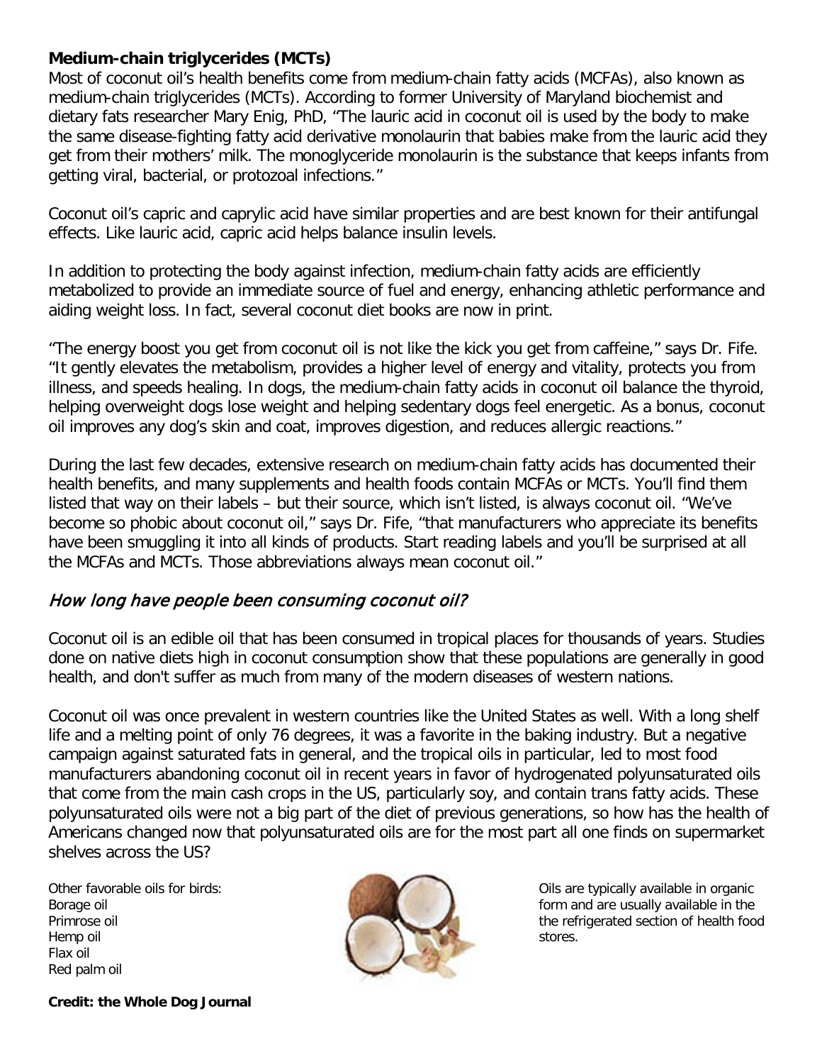**Medium-chain triglycerides (MCTs)**

Most of coconut oil's health benefits come from medium-chain fatty acids (MCFAs), also known as medium-chain triglycerides (MCTs). According to former University of Maryland biochemist and dietary fats researcher Mary Enig, PhD, "The lauric acid in coconut oil is used by the body to make the same disease-fighting fatty acid derivative monolaurin that babies make from the lauric acid they get from their mothers' milk. The monoglyceride monolaurin is the substance that keeps infants from getting viral, bacterial, or protozoal infections."

Coconut oil's capric and caprylic acid have similar properties and are best known for their antifungal effects. Like lauric acid, capric acid helps balance insulin levels.

In addition to protecting the body against infection, medium-chain fatty acids are efficiently metabolized to provide an immediate source of fuel and energy, enhancing athletic performance and aiding weight loss. In fact, several coconut diet books are now in print.

"The energy boost you get from coconut oil is not like the kick you get from caffeine," says Dr. Fife. "It gently elevates the metabolism, provides a higher level of energy and vitality, protects you from illness, and speeds healing. In dogs, the medium-chain fatty acids in coconut oil balance the thyroid, helping overweight dogs lose weight and helping sedentary dogs feel energetic. As a bonus, coconut oil improves any dog's skin and coat, improves digestion, and reduces allergic reactions."

During the last few decades, extensive research on medium-chain fatty acids has documented their health benefits, and many supplements and health foods contain MCFAs or MCTs. You'll find them listed that way on their labels – but their source, which isn't listed, is always coconut oil. "We've become so phobic about coconut oil," says Dr. Fife, "that manufacturers who appreciate its benefits have been smuggling it into all kinds of products. Start reading labels and you'll be surprised at all the MCFAs and MCTs. Those abbreviations always mean coconut oil."

## *How long have people been consuming coconut oil?*

Coconut oil is an edible oil that has been consumed in tropical places for thousands of years. Studies done on native diets high in coconut consumption show that these populations are generally in good health, and don't suffer as much from many of the modern diseases of western nations.

Coconut oil was once prevalent in western countries like the United States as well. With a long shelf life and a melting point of only 76 degrees, it was a favorite in the baking industry. But a negative campaign against saturated fats in general, and the tropical oils in particular, led to most food manufacturers abandoning coconut oil in recent years in favor of hydrogenated polyunsaturated oils that come from the main cash crops in the US, particularly soy, and contain trans fatty acids. These polyunsaturated oils were not a big part of the diet of previous generations, so how has the health of Americans changed now that polyunsaturated oils are for the most part all one finds on supermarket shelves across the US?

Other favorable oils for birds:
Borage oil
Primrose oil
Hemp oil
Flax oil
Red palm oil

Oils are typically available in organic form and are usually available in the the refrigerated section of health food stores.

**Credit: the Whole Dog Journal**